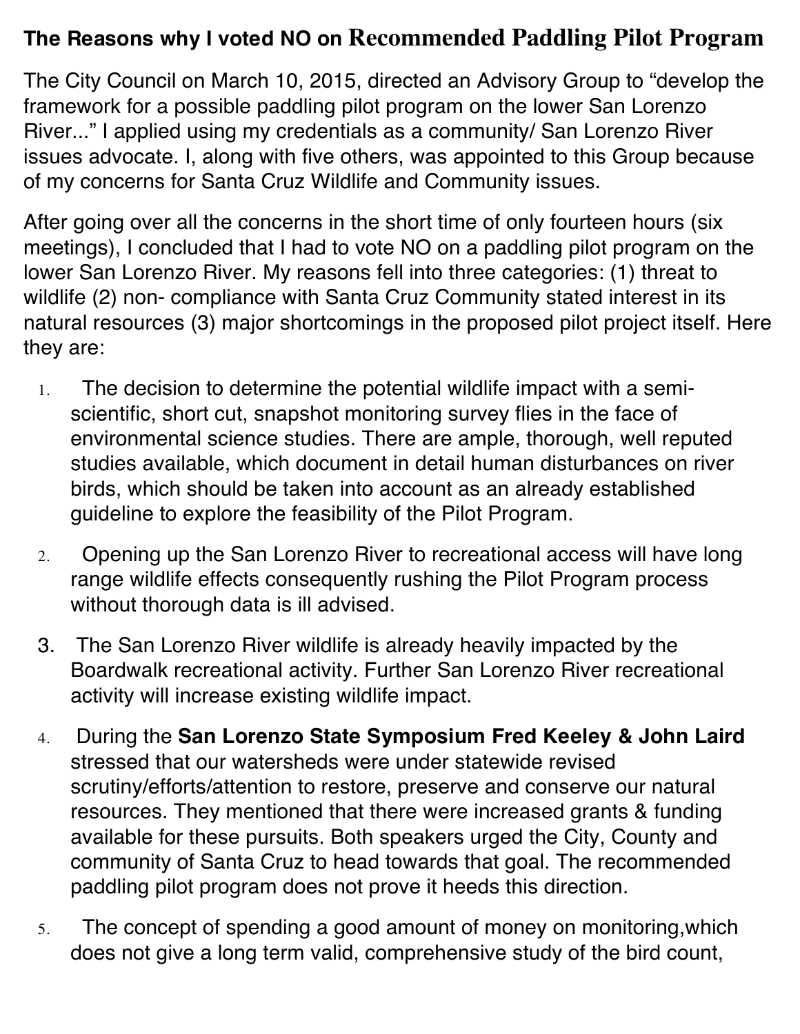# The Reasons why I voted NO on Recommended Paddling Pilot Program

The City Council on March 10, 2015, directed an Advisory Group to "develop the framework for a possible paddling pilot program on the lower San Lorenzo River..." I applied using my credentials as a community/ San Lorenzo River issues advocate. I, along with five others, was appointed to this Group because of my concerns for Santa Cruz Wildlife and Community issues.

After going over all the concerns in the short time of only fourteen hours (six meetings), I concluded that I had to vote NO on a paddling pilot program on the lower San Lorenzo River. My reasons fell into three categories: (1) threat to wildlife (2) non- compliance with Santa Cruz Community stated interest in its natural resources (3) major shortcomings in the proposed pilot project itself. Here they are:

1. The decision to determine the potential wildlife impact with a semi-scientific, short cut, snapshot monitoring survey flies in the face of environmental science studies. There are ample, thorough, well reputed studies available, which document in detail human disturbances on river birds, which should be taken into account as an already established guideline to explore the feasibility of the Pilot Program.
2. Opening up the San Lorenzo River to recreational access will have long range wildlife effects consequently rushing the Pilot Program process without thorough data is ill advised.
3. The San Lorenzo River wildlife is already heavily impacted by the Boardwalk recreational activity. Further San Lorenzo River recreational activity will increase existing wildlife impact.
4. During the **San Lorenzo State Symposium Fred Keeley & John Laird** stressed that our watersheds were under statewide revised scrutiny/efforts/attention to restore, preserve and conserve our natural resources. They mentioned that there were increased grants & funding available for these pursuits. Both speakers urged the City, County and community of Santa Cruz to head towards that goal. The recommended paddling pilot program does not prove it heeds this direction.
5. The concept of spending a good amount of money on monitoring,which does not give a long term valid, comprehensive study of the bird count,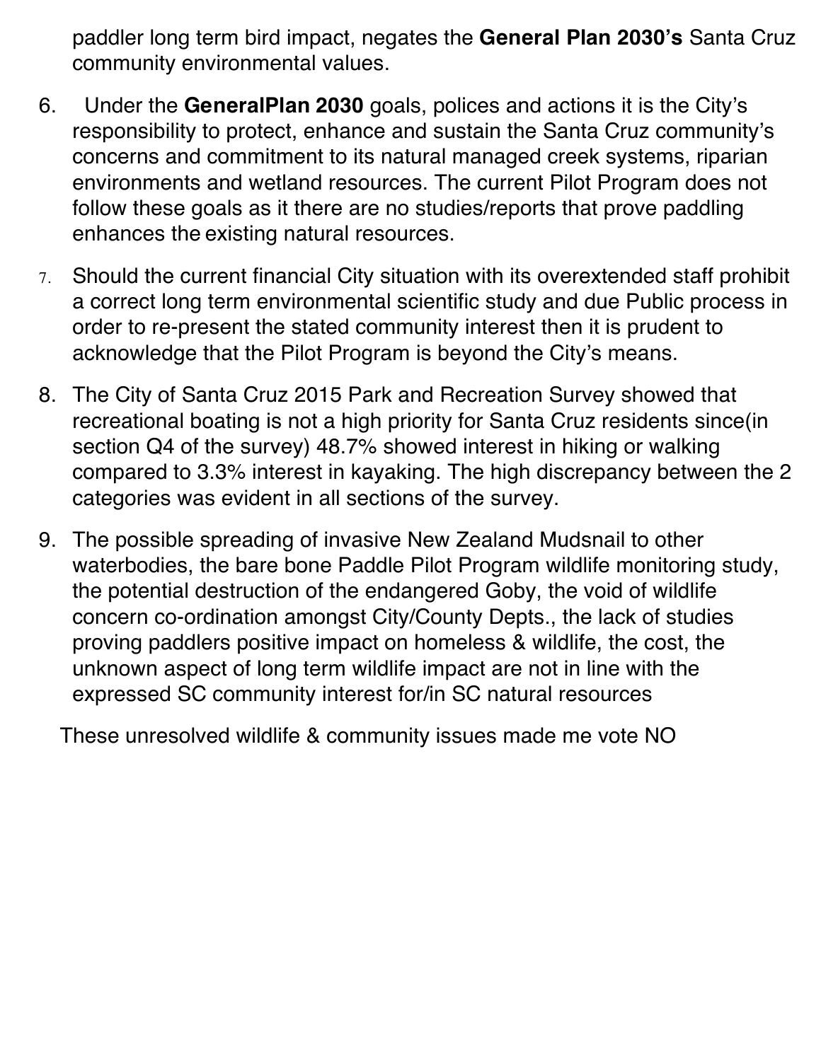paddler long term bird impact, negates the **General Plan 2030's** Santa Cruz community environmental values.

6. Under the **GeneralPlan 2030** goals, polices and actions it is the City's responsibility to protect, enhance and sustain the Santa Cruz community's concerns and commitment to its natural managed creek systems, riparian environments and wetland resources. The current Pilot Program does not follow these goals as it there are no studies/reports that prove paddling enhances the existing natural resources.

7. Should the current financial City situation with its overextended staff prohibit a correct long term environmental scientific study and due Public process in order to re-present the stated community interest then it is prudent to acknowledge that the Pilot Program is beyond the City's means.

8. The City of Santa Cruz 2015 Park and Recreation Survey showed that recreational boating is not a high priority for Santa Cruz residents since(in section Q4 of the survey) 48.7% showed interest in hiking or walking compared to 3.3% interest in kayaking. The high discrepancy between the 2 categories was evident in all sections of the survey.

9. The possible spreading of invasive New Zealand Mudsnail to other waterbodies, the bare bone Paddle Pilot Program wildlife monitoring study, the potential destruction of the endangered Goby, the void of wildlife concern co-ordination amongst City/County Depts., the lack of studies proving paddlers positive impact on homeless & wildlife, the cost, the unknown aspect of long term wildlife impact are not in line with the expressed SC community interest for/in SC natural resources

These unresolved wildlife & community issues made me vote NO